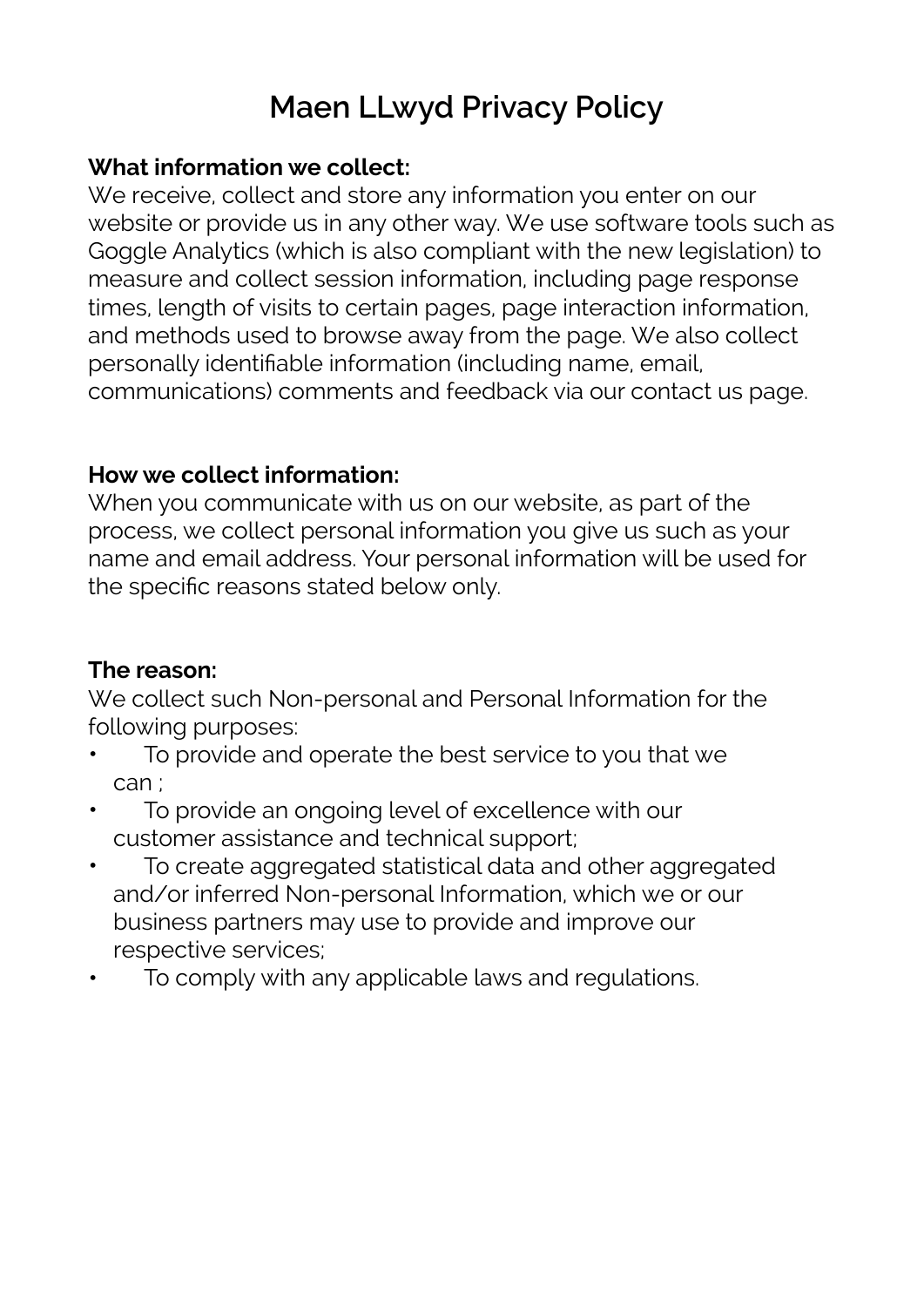# Maen LLwyd Privacy Policy

**What information we collect:**
We receive, collect and store any information you enter on our website or provide us in any other way. We use software tools such as Goggle Analytics (which is also compliant with the new legislation) to measure and collect session information, including page response times, length of visits to certain pages, page interaction information, and methods used to browse away from the page. We also collect personally identifiable information (including name, email, communications) comments and feedback via our contact us page.

**How we collect information:**
When you communicate with us on our website, as part of the process, we collect personal information you give us such as your name and email address. Your personal information will be used for the specific reasons stated below only.

**The reason:**
We collect such Non-personal and Personal Information for the following purposes:

- To provide and operate the best service to you that we can ;
- To provide an ongoing level of excellence with our customer assistance and technical support;
- To create aggregated statistical data and other aggregated and/or inferred Non-personal Information, which we or our business partners may use to provide and improve our respective services;
- To comply with any applicable laws and regulations.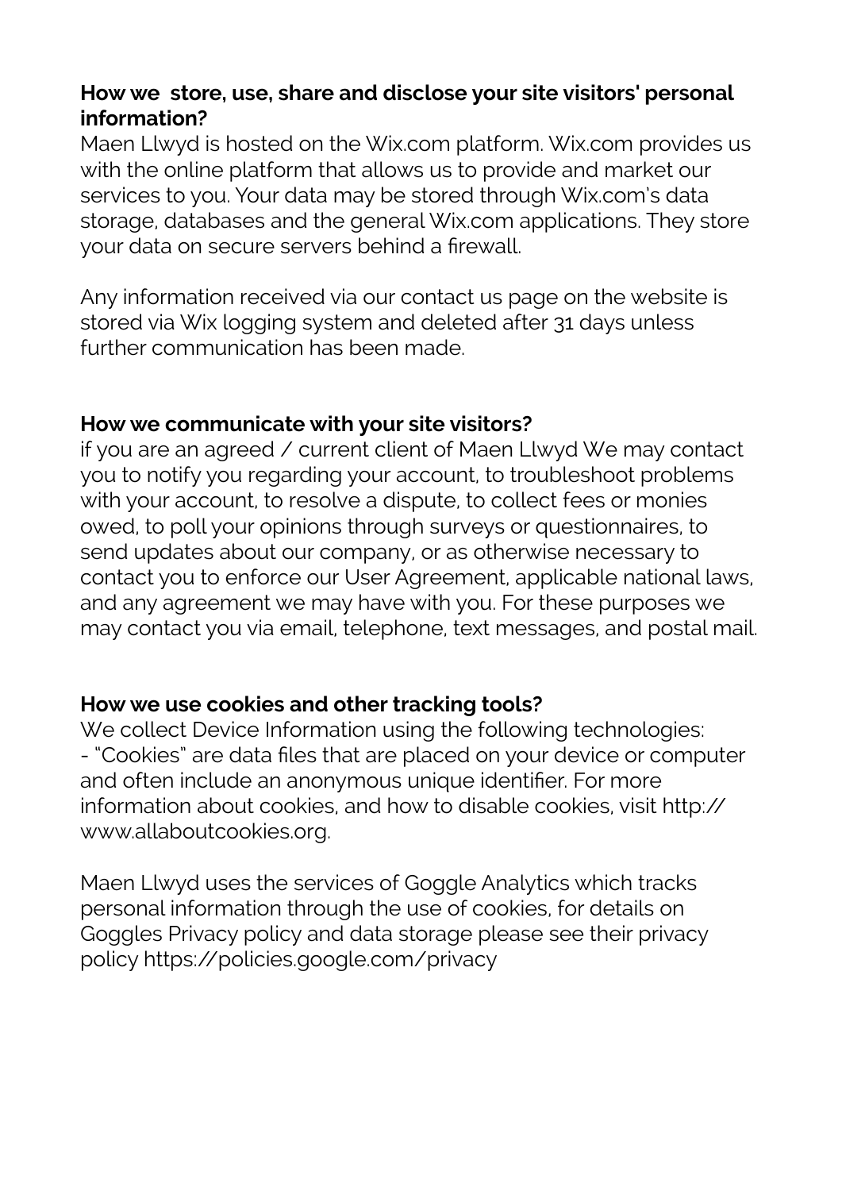**How we  store, use, share and disclose your site visitors' personal information?**

Maen Llwyd is hosted on the Wix.com platform. Wix.com provides us with the online platform that allows us to provide and market our services to you. Your data may be stored through Wix.com's data storage, databases and the general Wix.com applications. They store your data on secure servers behind a firewall.

Any information received via our contact us page on the website is stored via Wix logging system and deleted after 31 days unless further communication has been made.

**How we communicate with your site visitors?**

if you are an agreed / current client of Maen Llwyd We may contact you to notify you regarding your account, to troubleshoot problems with your account, to resolve a dispute, to collect fees or monies owed, to poll your opinions through surveys or questionnaires, to send updates about our company, or as otherwise necessary to contact you to enforce our User Agreement, applicable national laws, and any agreement we may have with you. For these purposes we may contact you via email, telephone, text messages, and postal mail.

**How we use cookies and other tracking tools?**

We collect Device Information using the following technologies:

- "Cookies" are data files that are placed on your device or computer and often include an anonymous unique identifier. For more information about cookies, and how to disable cookies, visit http://www.allaboutcookies.org.

Maen Llwyd uses the services of Goggle Analytics which tracks personal information through the use of cookies, for details on Goggles Privacy policy and data storage please see their privacy policy https://policies.google.com/privacy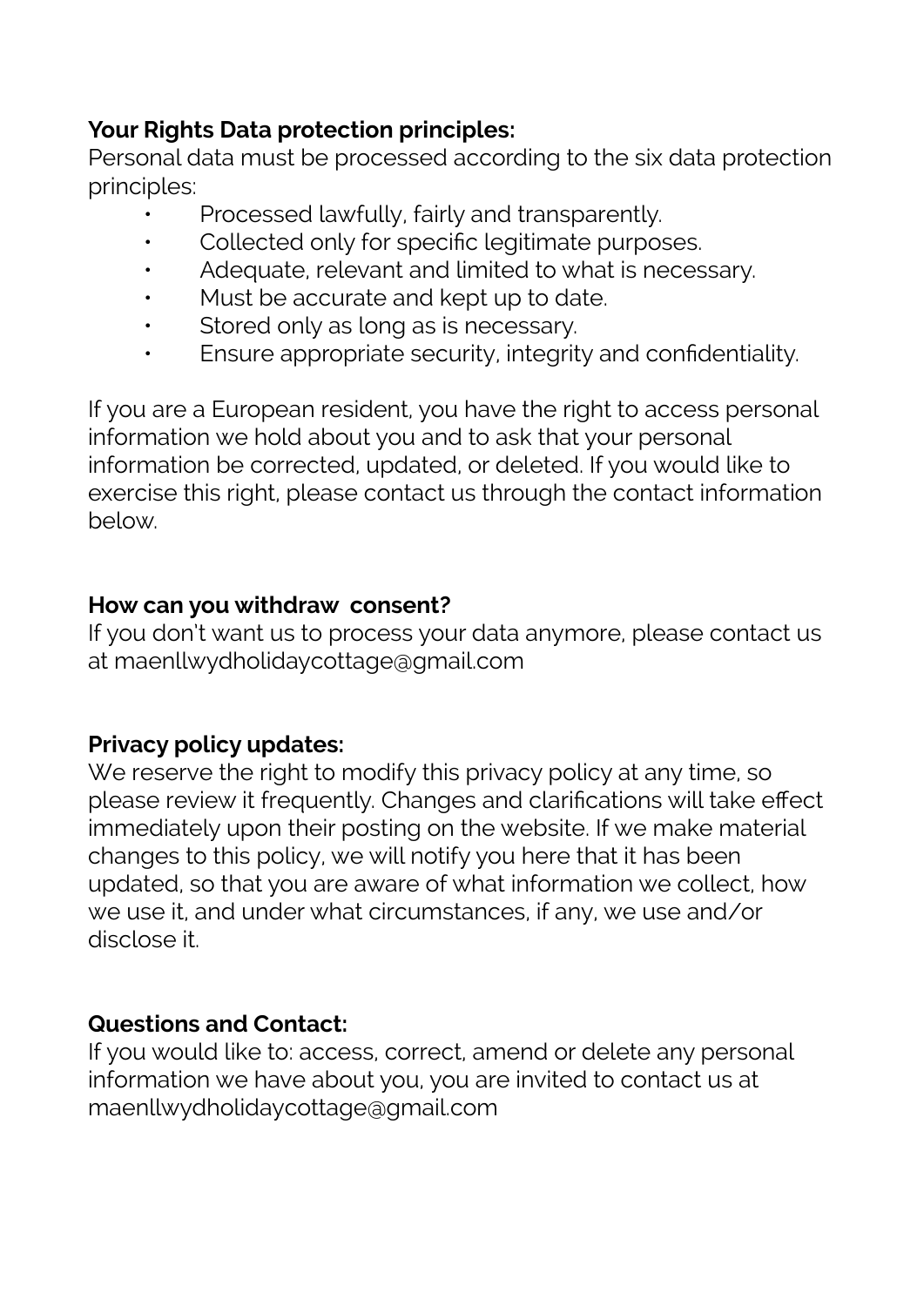**Your Rights Data protection principles:**

Personal data must be processed according to the six data protection principles:

- Processed lawfully, fairly and transparently.
- Collected only for specific legitimate purposes.
- Adequate, relevant and limited to what is necessary.
- Must be accurate and kept up to date.
- Stored only as long as is necessary.
- Ensure appropriate security, integrity and confidentiality.

If you are a European resident, you have the right to access personal information we hold about you and to ask that your personal information be corrected, updated, or deleted. If you would like to exercise this right, please contact us through the contact information below.

**How can you withdraw consent?**

If you don't want us to process your data anymore, please contact us at maenllwydholidaycottage@gmail.com

**Privacy policy updates:**

We reserve the right to modify this privacy policy at any time, so please review it frequently. Changes and clarifications will take effect immediately upon their posting on the website. If we make material changes to this policy, we will notify you here that it has been updated, so that you are aware of what information we collect, how we use it, and under what circumstances, if any, we use and/or disclose it.

**Questions and Contact:**

If you would like to: access, correct, amend or delete any personal information we have about you, you are invited to contact us at maenllwydholidaycottage@gmail.com